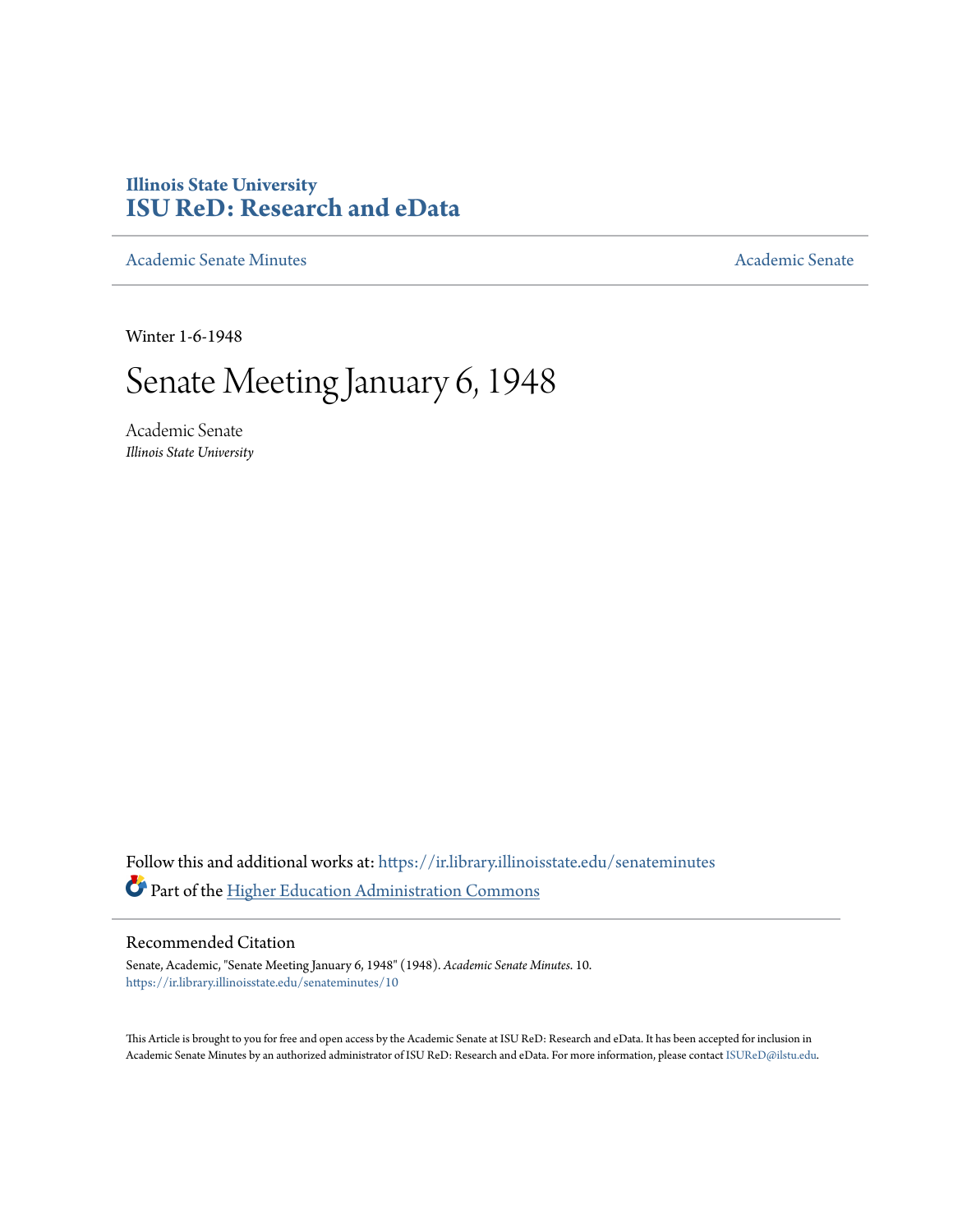Illinois State University
# ISU ReD: Research and eData

Academic Senate Minutes

Academic Senate

Winter 1-6-1948

# Senate Meeting January 6, 1948

Academic Senate
*Illinois State University*

Follow this and additional works at: https://ir.library.illinoisstate.edu/senateminutes

Part of the Higher Education Administration Commons

## Recommended Citation

Senate, Academic, "Senate Meeting January 6, 1948" (1948). *Academic Senate Minutes*. 10.
https://ir.library.illinoisstate.edu/senateminutes/10

This Article is brought to you for free and open access by the Academic Senate at ISU ReD: Research and eData. It has been accepted for inclusion in Academic Senate Minutes by an authorized administrator of ISU ReD: Research and eData. For more information, please contact ISUReD@ilstu.edu.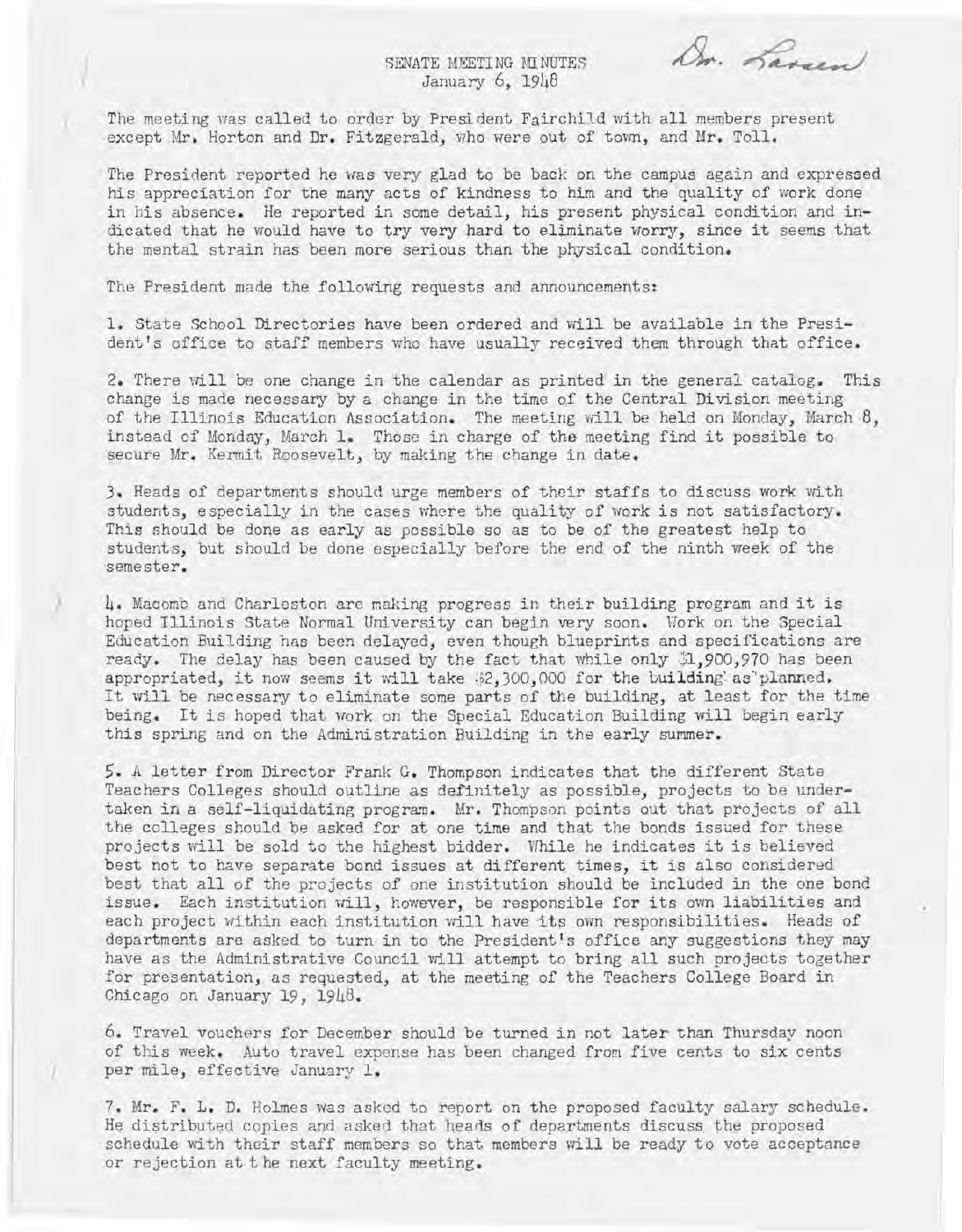# SENATE MEETING MINUTES
January 6, 1948

Dr. Larsen

The meeting was called to order by President Fairchild with all members present except Mr. Horton and Dr. Fitzgerald, who were out of town, and Mr. Toll.

The President reported he was very glad to be back on the campus again and expressed his appreciation for the many acts of kindness to him and the quality of work done in his absence. He reported in some detail, his present physical condition and indicated that he would have to try very hard to eliminate worry, since it seems that the mental strain has been more serious than the physical condition.

The President made the following requests and announcements:

1. State School Directories have been ordered and will be available in the President's office to staff members who have usually received them through that office.

2. There will be one change in the calendar as printed in the general catalog. This change is made necessary by a change in the time of the Central Division meeting of the Illinois Education Association. The meeting will be held on Monday, March 8, instead of Monday, March 1. Those in charge of the meeting find it possible to secure Mr. Kermit Roosevelt, by making the change in date.

3. Heads of departments should urge members of their staffs to discuss work with students, especially in the cases where the quality of work is not satisfactory. This should be done as early as possible so as to be of the greatest help to students, but should be done especially before the end of the ninth week of the semester.

4. Macomb and Charleston are making progress in their building program and it is hoped Illinois State Normal University can begin very soon. Work on the Special Education Building has been delayed, even though blueprints and specifications are ready. The delay has been caused by the fact that while only $1,900,970 has been appropriated, it now seems it will take $2,300,000 for the building as planned. It will be necessary to eliminate some parts of the building, at least for the time being. It is hoped that work on the Special Education Building will begin early this spring and on the Administration Building in the early summer.

5. A letter from Director Frank G. Thompson indicates that the different State Teachers Colleges should outline as definitely as possible, projects to be undertaken in a self-liquidating program. Mr. Thompson points out that projects of all the colleges should be asked for at one time and that the bonds issued for these projects will be sold to the highest bidder. While he indicates it is believed best not to have separate bond issues at different times, it is also considered best that all of the projects of one institution should be included in the one bond issue. Each institution will, however, be responsible for its own liabilities and each project within each institution will have its own responsibilities. Heads of departments are asked to turn in to the President's office any suggestions they may have as the Administrative Council will attempt to bring all such projects together for presentation, as requested, at the meeting of the Teachers College Board in Chicago on January 19, 1948.

6. Travel vouchers for December should be turned in not later than Thursday noon of this week. Auto travel expense has been changed from five cents to six cents per mile, effective January 1.

7. Mr. F. L. D. Holmes was asked to report on the proposed faculty salary schedule. He distributed copies and asked that heads of departments discuss the proposed schedule with their staff members so that members will be ready to vote acceptance or rejection at the next faculty meeting.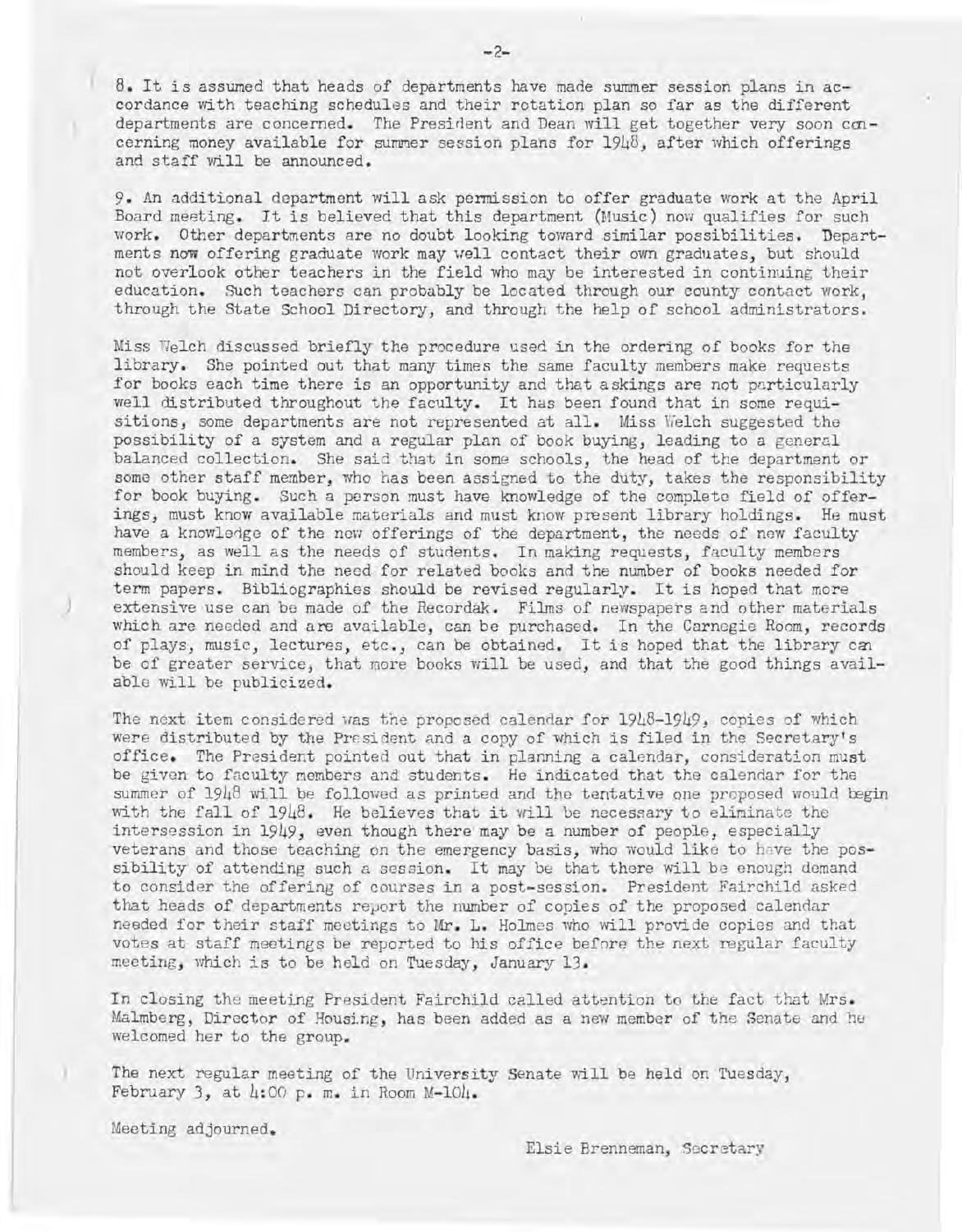8. It is assumed that heads of departments have made summer session plans in accordance with teaching schedules and their rotation plan so far as the different departments are concerned. The President and Dean will get together very soon concerning money available for summer session plans for 1948, after which offerings and staff will be announced.

9. An additional department will ask permission to offer graduate work at the April Board meeting. It is believed that this department (Music) now qualifies for such work. Other departments are no doubt looking toward similar possibilities. Departments now offering graduate work may well contact their own graduates, but should not overlook other teachers in the field who may be interested in continuing their education. Such teachers can probably be located through our county contact work, through the State School Directory, and through the help of school administrators.

Miss Welch discussed briefly the procedure used in the ordering of books for the library. She pointed out that many times the same faculty members make requests for books each time there is an opportunity and that askings are not particularly well distributed throughout the faculty. It has been found that in some requisitions, some departments are not represented at all. Miss Welch suggested the possibility of a system and a regular plan of book buying, leading to a general balanced collection. She said that in some schools, the head of the department or some other staff member, who has been assigned to the duty, takes the responsibility for book buying. Such a person must have knowledge of the complete field of offerings, must know available materials and must know present library holdings. He must have a knowledge of the new offerings of the department, the needs of new faculty members, as well as the needs of students. In making requests, faculty members should keep in mind the need for related books and the number of books needed for term papers. Bibliographies should be revised regularly. It is hoped that more extensive use can be made of the Recordak. Films of newspapers and other materials which are needed and are available, can be purchased. In the Carnegie Room, records of plays, music, lectures, etc., can be obtained. It is hoped that the library can be of greater service, that more books will be used, and that the good things available will be publicized.

The next item considered was the proposed calendar for 1948-1949, copies of which were distributed by the President and a copy of which is filed in the Secretary's office. The President pointed out that in planning a calendar, consideration must be given to faculty members and students. He indicated that the calendar for the summer of 1948 will be followed as printed and the tentative one proposed would begin with the fall of 1948. He believes that it will be necessary to eliminate the intersession in 1949, even though there may be a number of people, especially veterans and those teaching on the emergency basis, who would like to have the possibility of attending such a session. It may be that there will be enough demand to consider the offering of courses in a post-session. President Fairchild asked that heads of departments report the number of copies of the proposed calendar needed for their staff meetings to Mr. L. Holmes who will provide copies and that votes at staff meetings be reported to his office before the next regular faculty meeting, which is to be held on Tuesday, January 13.

In closing the meeting President Fairchild called attention to the fact that Mrs. Malmberg, Director of Housing, has been added as a new member of the Senate and he welcomed her to the group.

The next regular meeting of the University Senate will be held on Tuesday, February 3, at 4:00 p. m. in Room M-104.

Meeting adjourned.

Elsie Brenneman, Secretary